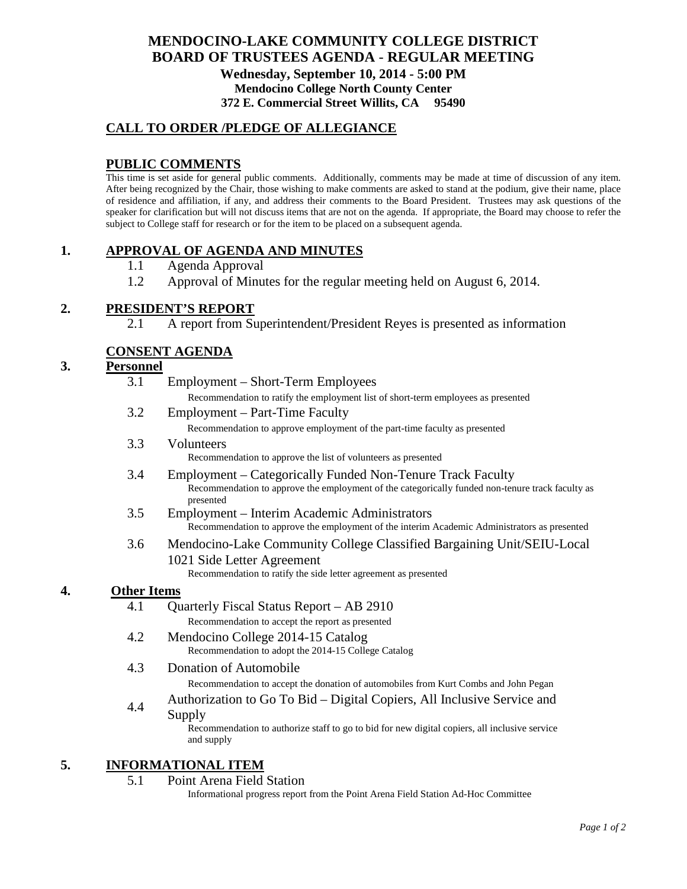# MENDOCINO-LAKE COMMUNITY COLLEGE DISTRICT
# BOARD OF TRUSTEES AGENDA - REGULAR MEETING

**Wednesday, September 10, 2014 - 5:00 PM**
**Mendocino College North County Center**
**372 E. Commercial Street Willits, CA 95490**

## CALL TO ORDER /PLEDGE OF ALLEGIANCE

## PUBLIC COMMENTS

This time is set aside for general public comments. Additionally, comments may be made at time of discussion of any item. After being recognized by the Chair, those wishing to make comments are asked to stand at the podium, give their name, place of residence and affiliation, if any, and address their comments to the Board President. Trustees may ask questions of the speaker for clarification but will not discuss items that are not on the agenda. If appropriate, the Board may choose to refer the subject to College staff for research or for the item to be placed on a subsequent agenda.

## 1. APPROVAL OF AGENDA AND MINUTES

1.1 Agenda Approval

1.2 Approval of Minutes for the regular meeting held on August 6, 2014.

## 2. PRESIDENT'S REPORT

2.1 A report from Superintendent/President Reyes is presented as information

## CONSENT AGENDA

## 3. Personnel

3.1 Employment – Short-Term Employees
Recommendation to ratify the employment list of short-term employees as presented

3.2 Employment – Part-Time Faculty
Recommendation to approve employment of the part-time faculty as presented

3.3 Volunteers
Recommendation to approve the list of volunteers as presented

3.4 Employment – Categorically Funded Non-Tenure Track Faculty
Recommendation to approve the employment of the categorically funded non-tenure track faculty as presented

3.5 Employment – Interim Academic Administrators
Recommendation to approve the employment of the interim Academic Administrators as presented

3.6 Mendocino-Lake Community College Classified Bargaining Unit/SEIU-Local 1021 Side Letter Agreement
Recommendation to ratify the side letter agreement as presented

## 4. Other Items

4.1 Quarterly Fiscal Status Report – AB 2910
Recommendation to accept the report as presented

4.2 Mendocino College 2014-15 Catalog
Recommendation to adopt the 2014-15 College Catalog

4.3 Donation of Automobile
Recommendation to accept the donation of automobiles from Kurt Combs and John Pegan

4.4 Authorization to Go To Bid – Digital Copiers, All Inclusive Service and Supply
Recommendation to authorize staff to go to bid for new digital copiers, all inclusive service and supply

## 5. INFORMATIONAL ITEM

5.1 Point Arena Field Station
Informational progress report from the Point Arena Field Station Ad-Hoc Committee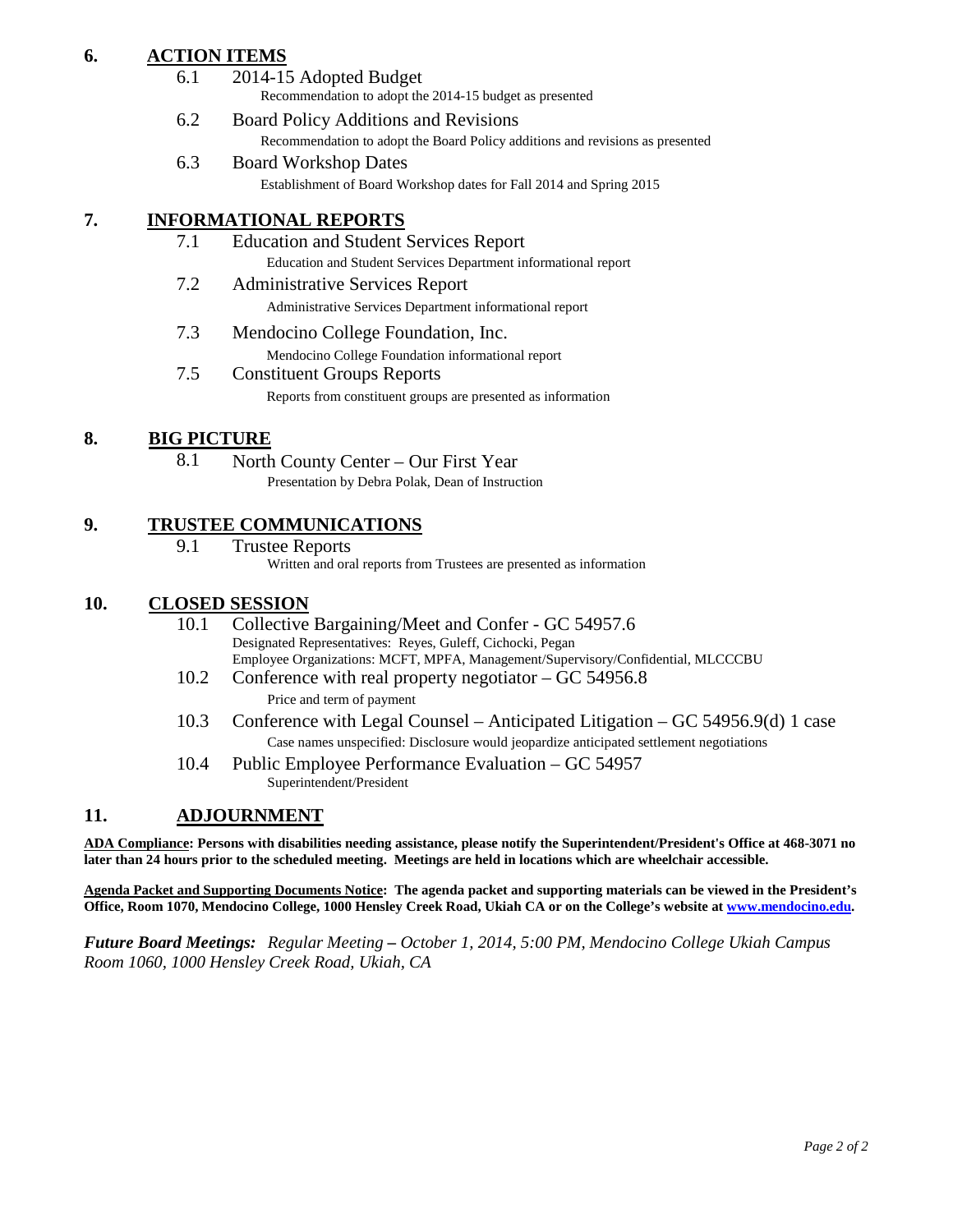## 6. ACTION ITEMS

6.1 2014-15 Adopted Budget
Recommendation to adopt the 2014-15 budget as presented

6.2 Board Policy Additions and Revisions
Recommendation to adopt the Board Policy additions and revisions as presented

6.3 Board Workshop Dates
Establishment of Board Workshop dates for Fall 2014 and Spring 2015

## 7. INFORMATIONAL REPORTS

7.1 Education and Student Services Report
Education and Student Services Department informational report

7.2 Administrative Services Report
Administrative Services Department informational report

7.3 Mendocino College Foundation, Inc.
Mendocino College Foundation informational report

7.5 Constituent Groups Reports
Reports from constituent groups are presented as information

## 8. BIG PICTURE

8.1 North County Center – Our First Year
Presentation by Debra Polak, Dean of Instruction

## 9. TRUSTEE COMMUNICATIONS

9.1 Trustee Reports
Written and oral reports from Trustees are presented as information

## 10. CLOSED SESSION

10.1 Collective Bargaining/Meet and Confer - GC 54957.6
Designated Representatives: Reyes, Guleff, Cichocki, Pegan
Employee Organizations: MCFT, MPFA, Management/Supervisory/Confidential, MLCCCBU

10.2 Conference with real property negotiator – GC 54956.8
Price and term of payment

10.3 Conference with Legal Counsel – Anticipated Litigation – GC 54956.9(d) 1 case
Case names unspecified: Disclosure would jeopardize anticipated settlement negotiations

10.4 Public Employee Performance Evaluation – GC 54957
Superintendent/President

## 11. ADJOURNMENT

**ADA Compliance: Persons with disabilities needing assistance, please notify the Superintendent/President's Office at 468-3071 no later than 24 hours prior to the scheduled meeting. Meetings are held in locations which are wheelchair accessible.**

**Agenda Packet and Supporting Documents Notice: The agenda packet and supporting materials can be viewed in the President's Office, Room 1070, Mendocino College, 1000 Hensley Creek Road, Ukiah CA or on the College's website at www.mendocino.edu.**

***Future Board Meetings:*** *Regular Meeting – October 1, 2014, 5:00 PM, Mendocino College Ukiah Campus Room 1060, 1000 Hensley Creek Road, Ukiah, CA*